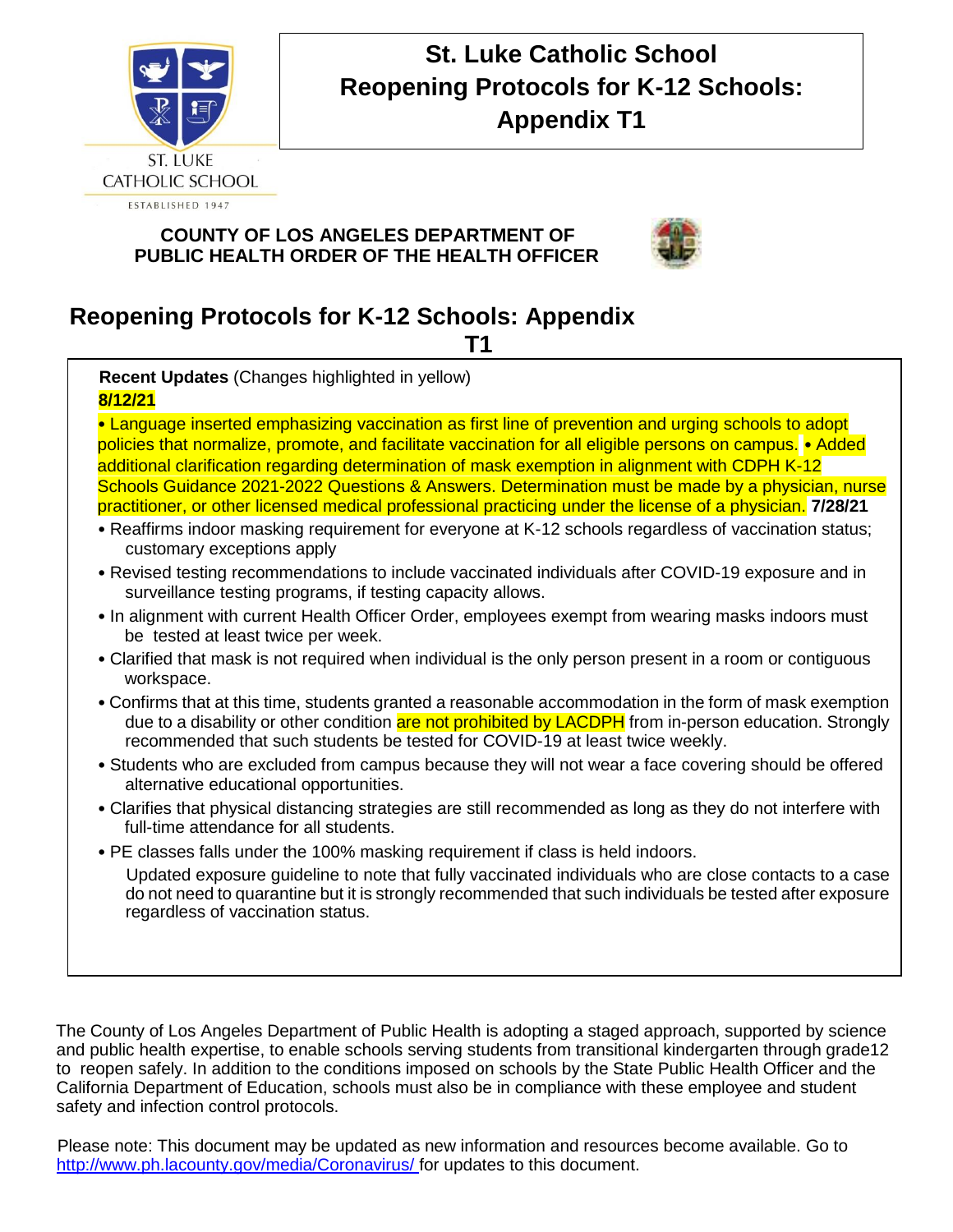ST. LUKE CATHOLIC SCHOOL

ESTABLISHED 1947

# St. Luke Catholic School Reopening Protocols for K-12 Schools: Appendix T1

**COUNTY OF LOS ANGELES DEPARTMENT OF PUBLIC HEALTH ORDER OF THE HEALTH OFFICER**

# Reopening Protocols for K-12 Schools: Appendix T1

**Recent Updates** (Changes highlighted in yellow)

**8/12/21**

- Language inserted emphasizing vaccination as first line of prevention and urging schools to adopt policies that normalize, promote, and facilitate vaccination for all eligible persons on campus.
- Added additional clarification regarding determination of mask exemption in alignment with CDPH K-12 Schools Guidance 2021-2022 Questions & Answers. Determination must be made by a physician, nurse practitioner, or other licensed medical professional practicing under the license of a physician.

**7/28/21**

- Reaffirms indoor masking requirement for everyone at K-12 schools regardless of vaccination status; customary exceptions apply
- Revised testing recommendations to include vaccinated individuals after COVID-19 exposure and in surveillance testing programs, if testing capacity allows.
- In alignment with current Health Officer Order, employees exempt from wearing masks indoors must be tested at least twice per week.
- Clarified that mask is not required when individual is the only person present in a room or contiguous workspace.
- Confirms that at this time, students granted a reasonable accommodation in the form of mask exemption due to a disability or other condition are not prohibited by LACDPH from in-person education. Strongly recommended that such students be tested for COVID-19 at least twice weekly.
- Students who are excluded from campus because they will not wear a face covering should be offered alternative educational opportunities.
- Clarifies that physical distancing strategies are still recommended as long as they do not interfere with full-time attendance for all students.
- PE classes falls under the 100% masking requirement if class is held indoors.

  Updated exposure guideline to note that fully vaccinated individuals who are close contacts to a case do not need to quarantine but it is strongly recommended that such individuals be tested after exposure regardless of vaccination status.

The County of Los Angeles Department of Public Health is adopting a staged approach, supported by science and public health expertise, to enable schools serving students from transitional kindergarten through grade12 to reopen safely. In addition to the conditions imposed on schools by the State Public Health Officer and the California Department of Education, schools must also be in compliance with these employee and student safety and infection control protocols.

Please note: This document may be updated as new information and resources become available. Go to http://www.ph.lacounty.gov/media/Coronavirus/ for updates to this document.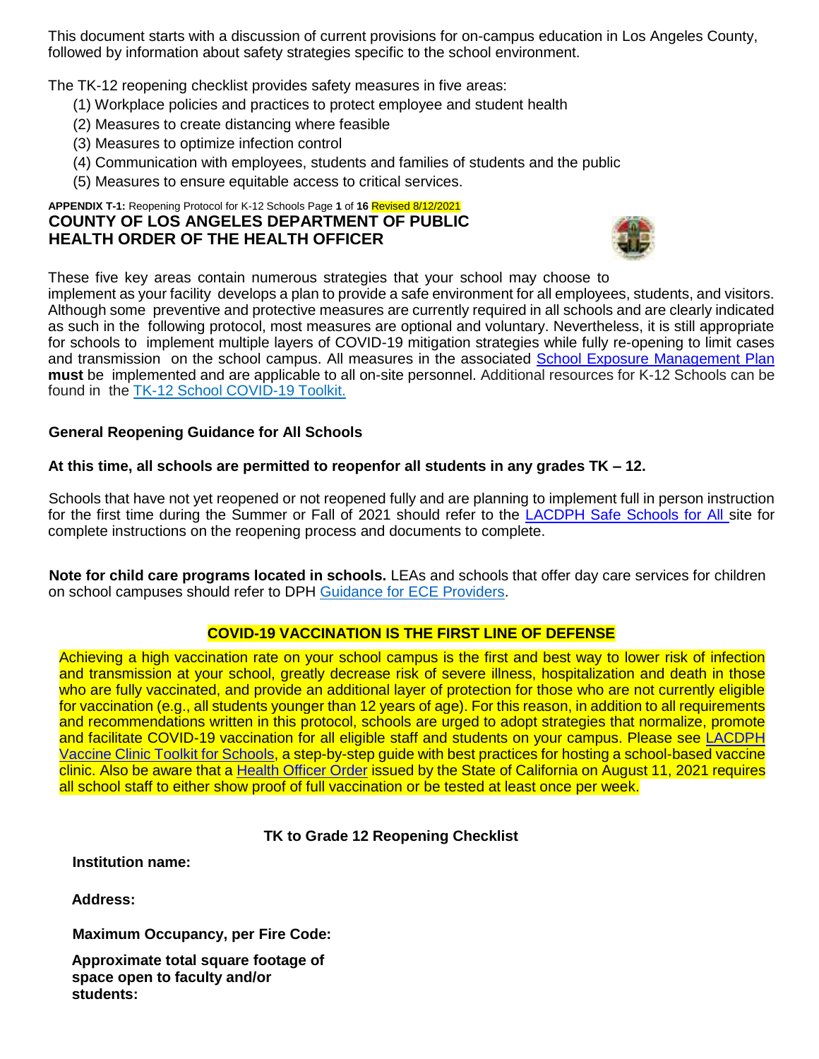This document starts with a discussion of current provisions for on-campus education in Los Angeles County, followed by information about safety strategies specific to the school environment.

The TK-12 reopening checklist provides safety measures in five areas:

(1) Workplace policies and practices to protect employee and student health
(2) Measures to create distancing where feasible
(3) Measures to optimize infection control
(4) Communication with employees, students and families of students and the public
(5) Measures to ensure equitable access to critical services.

These five key areas contain numerous strategies that your school may choose to implement as your facility develops a plan to provide a safe environment for all employees, students, and visitors. Although some preventive and protective measures are currently required in all schools and are clearly indicated as such in the following protocol, most measures are optional and voluntary. Nevertheless, it is still appropriate for schools to implement multiple layers of COVID-19 mitigation strategies while fully re-opening to limit cases and transmission on the school campus. All measures in the associated School Exposure Management Plan **must** be implemented and are applicable to all on-site personnel. Additional resources for K-12 Schools can be found in the TK-12 School COVID-19 Toolkit.

### General Reopening Guidance for All Schools

**At this time, all schools are permitted to reopenfor all students in any grades TK – 12.**

Schools that have not yet reopened or not reopened fully and are planning to implement full in person instruction for the first time during the Summer or Fall of 2021 should refer to the LACDPH Safe Schools for All site for complete instructions on the reopening process and documents to complete.

**Note for child care programs located in schools.** LEAs and schools that offer day care services for children on school campuses should refer to DPH Guidance for ECE Providers.

### COVID-19 VACCINATION IS THE FIRST LINE OF DEFENSE

Achieving a high vaccination rate on your school campus is the first and best way to lower risk of infection and transmission at your school, greatly decrease risk of severe illness, hospitalization and death in those who are fully vaccinated, and provide an additional layer of protection for those who are not currently eligible for vaccination (e.g., all students younger than 12 years of age). For this reason, in addition to all requirements and recommendations written in this protocol, schools are urged to adopt strategies that normalize, promote and facilitate COVID-19 vaccination for all eligible staff and students on your campus. Please see LACDPH Vaccine Clinic Toolkit for Schools, a step-by-step guide with best practices for hosting a school-based vaccine clinic. Also be aware that a Health Officer Order issued by the State of California on August 11, 2021 requires all school staff to either show proof of full vaccination or be tested at least once per week.

### TK to Grade 12 Reopening Checklist

**Institution name:**

**Address:**

**Maximum Occupancy, per Fire Code:**

**Approximate total square footage of space open to faculty and/or students:**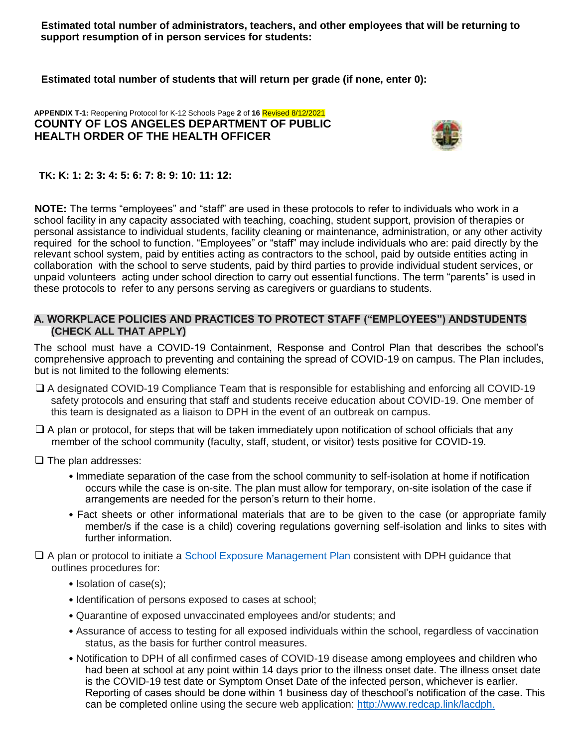**Estimated total number of administrators, teachers, and other employees that will be returning to support resumption of in person services for students:**

**Estimated total number of students that will return per grade (if none, enter 0):**

**TK: K: 1: 2: 3: 4: 5: 6: 7: 8: 9: 10: 11: 12:**

**NOTE:** The terms "employees" and "staff" are used in these protocols to refer to individuals who work in a school facility in any capacity associated with teaching, coaching, student support, provision of therapies or personal assistance to individual students, facility cleaning or maintenance, administration, or any other activity required for the school to function. "Employees" or "staff" may include individuals who are: paid directly by the relevant school system, paid by entities acting as contractors to the school, paid by outside entities acting in collaboration with the school to serve students, paid by third parties to provide individual student services, or unpaid volunteers acting under school direction to carry out essential functions. The term "parents" is used in these protocols to refer to any persons serving as caregivers or guardians to students.

## A. WORKPLACE POLICIES AND PRACTICES TO PROTECT STAFF ("EMPLOYEES") ANDSTUDENTS (CHECK ALL THAT APPLY)

The school must have a COVID-19 Containment, Response and Control Plan that describes the school's comprehensive approach to preventing and containing the spread of COVID-19 on campus. The Plan includes, but is not limited to the following elements:

- ❑ A designated COVID-19 Compliance Team that is responsible for establishing and enforcing all COVID-19 safety protocols and ensuring that staff and students receive education about COVID-19. One member of this team is designated as a liaison to DPH in the event of an outbreak on campus.
- ❑ A plan or protocol, for steps that will be taken immediately upon notification of school officials that any member of the school community (faculty, staff, student, or visitor) tests positive for COVID-19.
- ❑ The plan addresses:
  - Immediate separation of the case from the school community to self-isolation at home if notification occurs while the case is on-site. The plan must allow for temporary, on-site isolation of the case if arrangements are needed for the person's return to their home.
  - Fact sheets or other informational materials that are to be given to the case (or appropriate family member/s if the case is a child) covering regulations governing self-isolation and links to sites with further information.
- ❑ A plan or protocol to initiate a School Exposure Management Plan consistent with DPH guidance that outlines procedures for:
  - Isolation of case(s);
  - Identification of persons exposed to cases at school;
  - Quarantine of exposed unvaccinated employees and/or students; and
  - Assurance of access to testing for all exposed individuals within the school, regardless of vaccination status, as the basis for further control measures.
  - Notification to DPH of all confirmed cases of COVID-19 disease among employees and children who had been at school at any point within 14 days prior to the illness onset date. The illness onset date is the COVID-19 test date or Symptom Onset Date of the infected person, whichever is earlier. Reporting of cases should be done within 1 business day of theschool's notification of the case. This can be completed online using the secure web application: http://www.redcap.link/lacdph.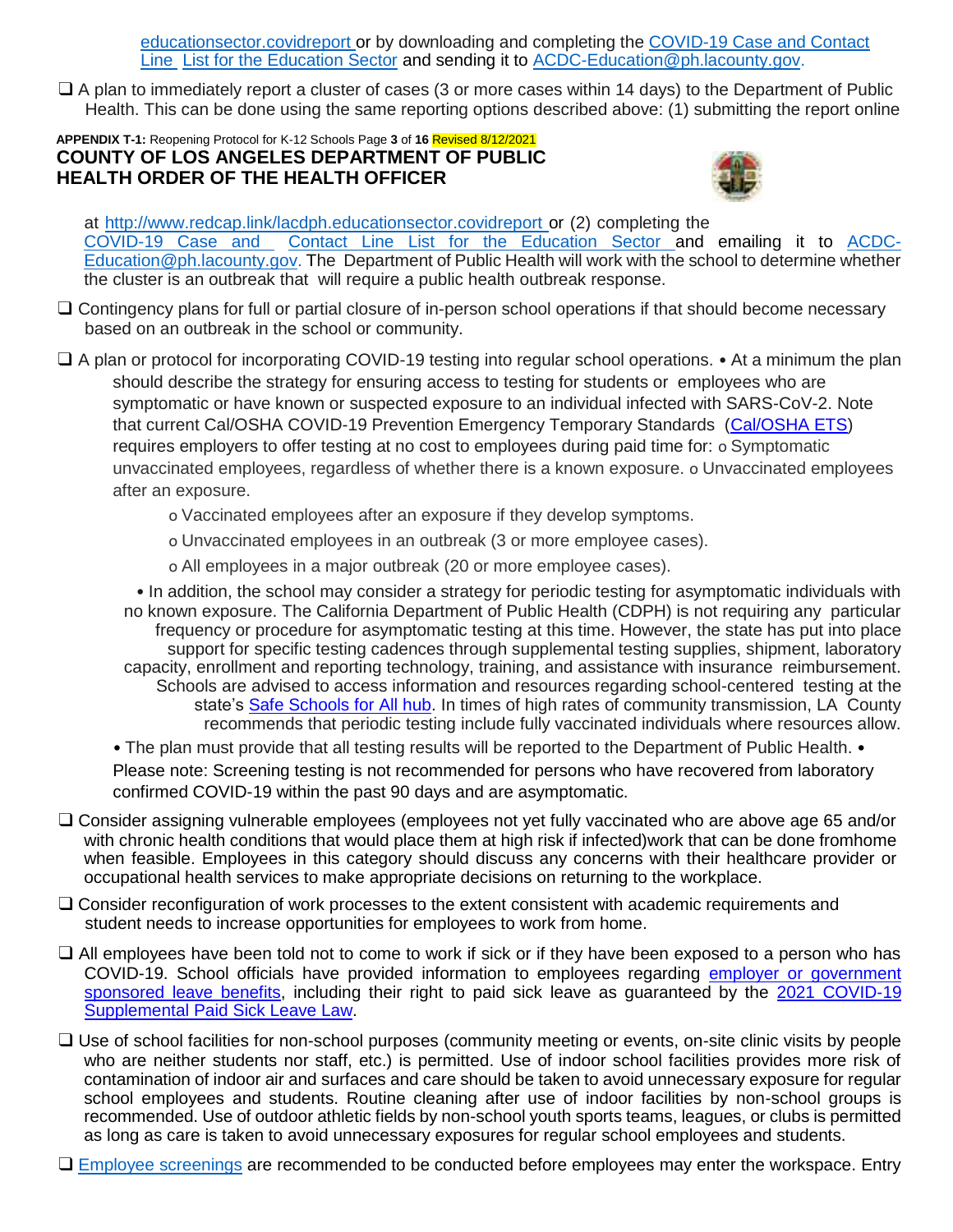educationsector.covidreport or by downloading and completing the COVID-19 Case and Contact Line List for the Education Sector and sending it to ACDC-Education@ph.lacounty.gov.

- ❑ A plan to immediately report a cluster of cases (3 or more cases within 14 days) to the Department of Public Health. This can be done using the same reporting options described above: (1) submitting the report online at http://www.redcap.link/lacdph.educationsector.covidreport or (2) completing the COVID-19 Case and Contact Line List for the Education Sector and emailing it to ACDC-Education@ph.lacounty.gov. The Department of Public Health will work with the school to determine whether the cluster is an outbreak that will require a public health outbreak response.
- ❑ Contingency plans for full or partial closure of in-person school operations if that should become necessary based on an outbreak in the school or community.
- ❑ A plan or protocol for incorporating COVID-19 testing into regular school operations.
  - At a minimum the plan should describe the strategy for ensuring access to testing for students or employees who are symptomatic or have known or suspected exposure to an individual infected with SARS-CoV-2. Note that current Cal/OSHA COVID-19 Prevention Emergency Temporary Standards (Cal/OSHA ETS) requires employers to offer testing at no cost to employees during paid time for:
    - Symptomatic unvaccinated employees, regardless of whether there is a known exposure.
    - Unvaccinated employees after an exposure.
    - Vaccinated employees after an exposure if they develop symptoms.
    - Unvaccinated employees in an outbreak (3 or more employee cases).
    - All employees in a major outbreak (20 or more employee cases).
  - In addition, the school may consider a strategy for periodic testing for asymptomatic individuals with no known exposure. The California Department of Public Health (CDPH) is not requiring any particular frequency or procedure for asymptomatic testing at this time. However, the state has put into place support for specific testing cadences through supplemental testing supplies, shipment, laboratory capacity, enrollment and reporting technology, training, and assistance with insurance reimbursement. Schools are advised to access information and resources regarding school-centered testing at the state's Safe Schools for All hub. In times of high rates of community transmission, LA County recommends that periodic testing include fully vaccinated individuals where resources allow.
  - The plan must provide that all testing results will be reported to the Department of Public Health.
  - Please note: Screening testing is not recommended for persons who have recovered from laboratory confirmed COVID-19 within the past 90 days and are asymptomatic.
- ❑ Consider assigning vulnerable employees (employees not yet fully vaccinated who are above age 65 and/or with chronic health conditions that would place them at high risk if infected)work that can be done fromhome when feasible. Employees in this category should discuss any concerns with their healthcare provider or occupational health services to make appropriate decisions on returning to the workplace.
- ❑ Consider reconfiguration of work processes to the extent consistent with academic requirements and student needs to increase opportunities for employees to work from home.
- ❑ All employees have been told not to come to work if sick or if they have been exposed to a person who has COVID-19. School officials have provided information to employees regarding employer or government sponsored leave benefits, including their right to paid sick leave as guaranteed by the 2021 COVID-19 Supplemental Paid Sick Leave Law.
- ❑ Use of school facilities for non-school purposes (community meeting or events, on-site clinic visits by people who are neither students nor staff, etc.) is permitted. Use of indoor school facilities provides more risk of contamination of indoor air and surfaces and care should be taken to avoid unnecessary exposure for regular school employees and students. Routine cleaning after use of indoor facilities by non-school groups is recommended. Use of outdoor athletic fields by non-school youth sports teams, leagues, or clubs is permitted as long as care is taken to avoid unnecessary exposures for regular school employees and students.
- ❑ Employee screenings are recommended to be conducted before employees may enter the workspace. Entry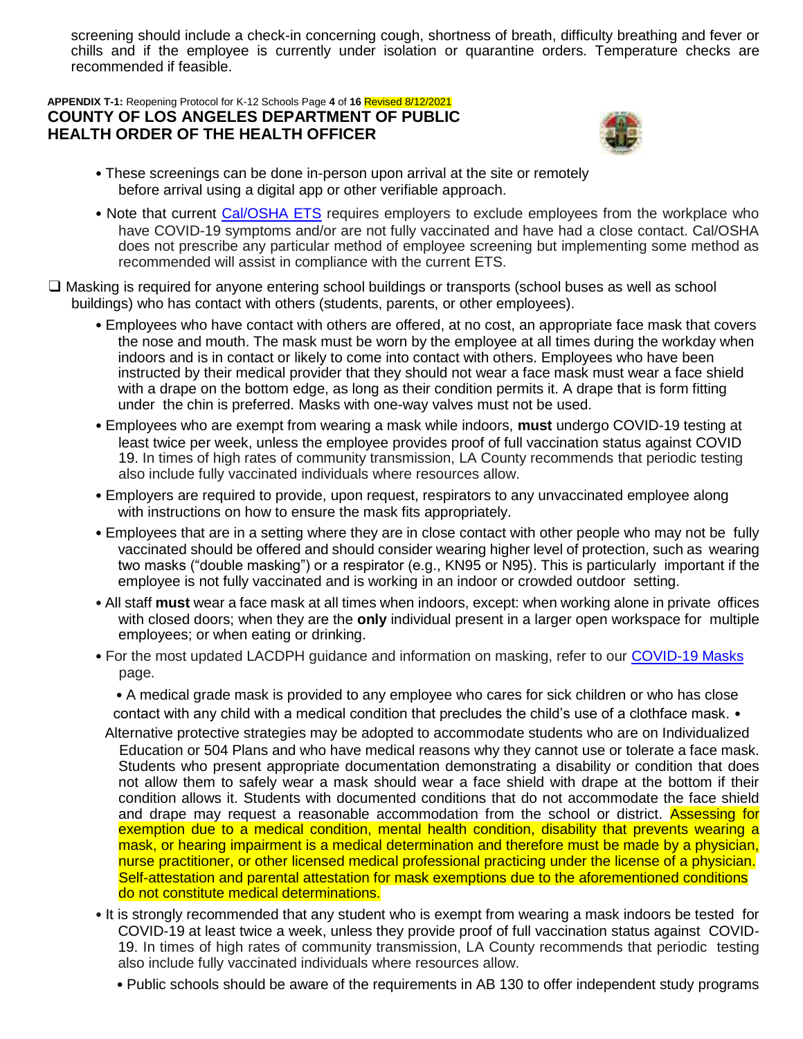screening should include a check-in concerning cough, shortness of breath, difficulty breathing and fever or chills and if the employee is currently under isolation or quarantine orders. Temperature checks are recommended if feasible.

- These screenings can be done in-person upon arrival at the site or remotely before arrival using a digital app or other verifiable approach.
- Note that current Cal/OSHA ETS requires employers to exclude employees from the workplace who have COVID-19 symptoms and/or are not fully vaccinated and have had a close contact. Cal/OSHA does not prescribe any particular method of employee screening but implementing some method as recommended will assist in compliance with the current ETS.

❑ Masking is required for anyone entering school buildings or transports (school buses as well as school buildings) who has contact with others (students, parents, or other employees).

- Employees who have contact with others are offered, at no cost, an appropriate face mask that covers the nose and mouth. The mask must be worn by the employee at all times during the workday when indoors and is in contact or likely to come into contact with others. Employees who have been instructed by their medical provider that they should not wear a face mask must wear a face shield with a drape on the bottom edge, as long as their condition permits it. A drape that is form fitting under the chin is preferred. Masks with one-way valves must not be used.
- Employees who are exempt from wearing a mask while indoors, **must** undergo COVID-19 testing at least twice per week, unless the employee provides proof of full vaccination status against COVID 19. In times of high rates of community transmission, LA County recommends that periodic testing also include fully vaccinated individuals where resources allow.
- Employers are required to provide, upon request, respirators to any unvaccinated employee along with instructions on how to ensure the mask fits appropriately.
- Employees that are in a setting where they are in close contact with other people who may not be fully vaccinated should be offered and should consider wearing higher level of protection, such as wearing two masks ("double masking") or a respirator (e.g., KN95 or N95). This is particularly important if the employee is not fully vaccinated and is working in an indoor or crowded outdoor setting.
- All staff **must** wear a face mask at all times when indoors, except: when working alone in private offices with closed doors; when they are the **only** individual present in a larger open workspace for multiple employees; or when eating or drinking.
- For the most updated LACDPH guidance and information on masking, refer to our COVID-19 Masks page.
- A medical grade mask is provided to any employee who cares for sick children or who has close contact with any child with a medical condition that precludes the child's use of a clothface mask.
- Alternative protective strategies may be adopted to accommodate students who are on Individualized Education or 504 Plans and who have medical reasons why they cannot use or tolerate a face mask. Students who present appropriate documentation demonstrating a disability or condition that does not allow them to safely wear a mask should wear a face shield with drape at the bottom if their condition allows it. Students with documented conditions that do not accommodate the face shield and drape may request a reasonable accommodation from the school or district. Assessing for exemption due to a medical condition, mental health condition, disability that prevents wearing a mask, or hearing impairment is a medical determination and therefore must be made by a physician, nurse practitioner, or other licensed medical professional practicing under the license of a physician. Self-attestation and parental attestation for mask exemptions due to the aforementioned conditions do not constitute medical determinations.
- It is strongly recommended that any student who is exempt from wearing a mask indoors be tested for COVID-19 at least twice a week, unless they provide proof of full vaccination status against COVID-19. In times of high rates of community transmission, LA County recommends that periodic testing also include fully vaccinated individuals where resources allow.
- Public schools should be aware of the requirements in AB 130 to offer independent study programs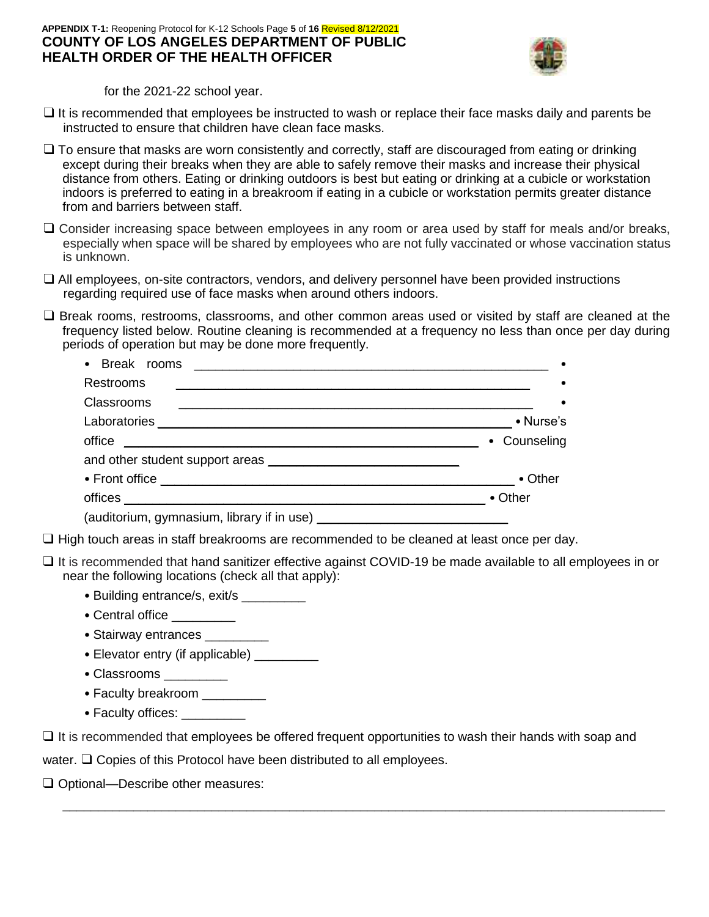for the 2021-22 school year.

- ❑ It is recommended that employees be instructed to wash or replace their face masks daily and parents be instructed to ensure that children have clean face masks.
- ❑ To ensure that masks are worn consistently and correctly, staff are discouraged from eating or drinking except during their breaks when they are able to safely remove their masks and increase their physical distance from others. Eating or drinking outdoors is best but eating or drinking at a cubicle or workstation indoors is preferred to eating in a breakroom if eating in a cubicle or workstation permits greater distance from and barriers between staff.
- ❑ Consider increasing space between employees in any room or area used by staff for meals and/or breaks, especially when space will be shared by employees who are not fully vaccinated or whose vaccination status is unknown.
- ❑ All employees, on-site contractors, vendors, and delivery personnel have been provided instructions regarding required use of face masks when around others indoors.
- ❑ Break rooms, restrooms, classrooms, and other common areas used or visited by staff are cleaned at the frequency listed below. Routine cleaning is recommended at a frequency no less than once per day during periods of operation but may be done more frequently.
  - Break rooms ____________________
  - Restrooms ____________________
  - Classrooms ____________________
  - Laboratories ____________________
  - Nurse's office ____________________
  - Counseling and other student support areas ____________________
  - Front office ____________________
  - Other offices ____________________
  - Other (auditorium, gymnasium, library if in use) ____________________
- ❑ High touch areas in staff breakrooms are recommended to be cleaned at least once per day.
- ❑ It is recommended that hand sanitizer effective against COVID-19 be made available to all employees in or near the following locations (check all that apply):
  - Building entrance/s, exit/s _________
  - Central office _________
  - Stairway entrances _________
  - Elevator entry (if applicable) _________
  - Classrooms _________
  - Faculty breakroom _________
  - Faculty offices: _________
- ❑ It is recommended that employees be offered frequent opportunities to wash their hands with soap and water.
- ❑ Copies of this Protocol have been distributed to all employees.
- ❑ Optional—Describe other measures:

______________________________________________________________________________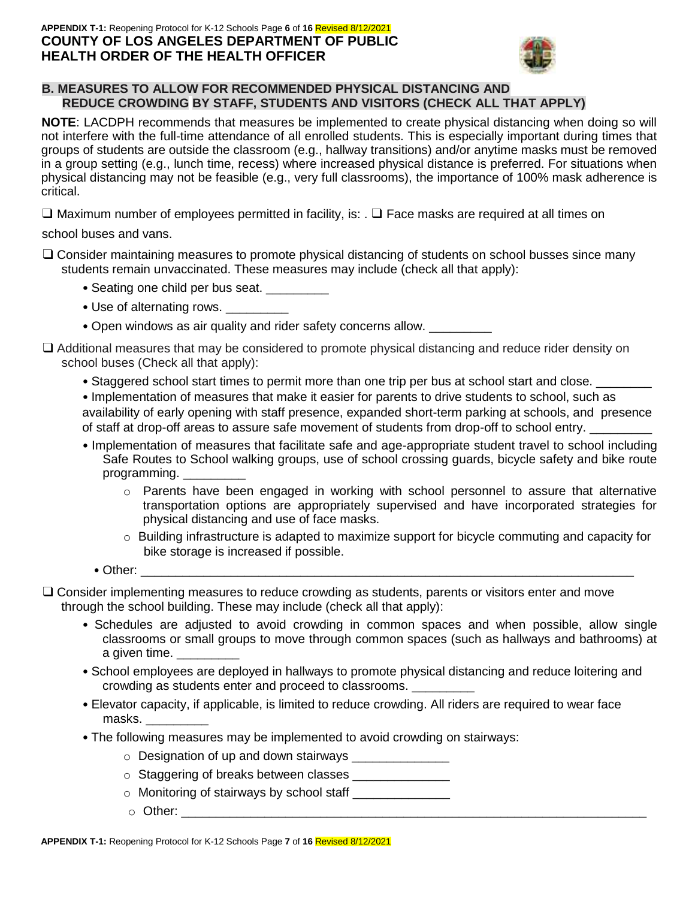## B. MEASURES TO ALLOW FOR RECOMMENDED PHYSICAL DISTANCING AND REDUCE CROWDING BY STAFF, STUDENTS AND VISITORS (CHECK ALL THAT APPLY)

**NOTE**: LACDPH recommends that measures be implemented to create physical distancing when doing so will not interfere with the full-time attendance of all enrolled students. This is especially important during times that groups of students are outside the classroom (e.g., hallway transitions) and/or anytime masks must be removed in a group setting (e.g., lunch time, recess) where increased physical distance is preferred. For situations when physical distancing may not be feasible (e.g., very full classrooms), the importance of 100% mask adherence is critical.

❑ Maximum number of employees permitted in facility, is: . ❑ Face masks are required at all times on school buses and vans.

❑ Consider maintaining measures to promote physical distancing of students on school busses since many students remain unvaccinated. These measures may include (check all that apply):

- Seating one child per bus seat. _________
- Use of alternating rows. _________
- Open windows as air quality and rider safety concerns allow. _________

❑ Additional measures that may be considered to promote physical distancing and reduce rider density on school buses (Check all that apply):

- Staggered school start times to permit more than one trip per bus at school start and close. ________
- Implementation of measures that make it easier for parents to drive students to school, such as availability of early opening with staff presence, expanded short-term parking at schools, and presence of staff at drop-off areas to assure safe movement of students from drop-off to school entry. _________
- Implementation of measures that facilitate safe and age-appropriate student travel to school including Safe Routes to School walking groups, use of school crossing guards, bicycle safety and bike route programming. _________
  - Parents have been engaged in working with school personnel to assure that alternative transportation options are appropriately supervised and have incorporated strategies for physical distancing and use of face masks.
  - Building infrastructure is adapted to maximize support for bicycle commuting and capacity for bike storage is increased if possible.
- Other: ___________________________________________________________________________

❑ Consider implementing measures to reduce crowding as students, parents or visitors enter and move through the school building. These may include (check all that apply):

- Schedules are adjusted to avoid crowding in common spaces and when possible, allow single classrooms or small groups to move through common spaces (such as hallways and bathrooms) at a given time. _________
- School employees are deployed in hallways to promote physical distancing and reduce loitering and crowding as students enter and proceed to classrooms. _________
- Elevator capacity, if applicable, is limited to reduce crowding. All riders are required to wear face masks. _________
- The following measures may be implemented to avoid crowding on stairways:
  - Designation of up and down stairways ______________
  - Staggering of breaks between classes ______________
  - Monitoring of stairways by school staff ______________
  - Other: ______________________________________________________________________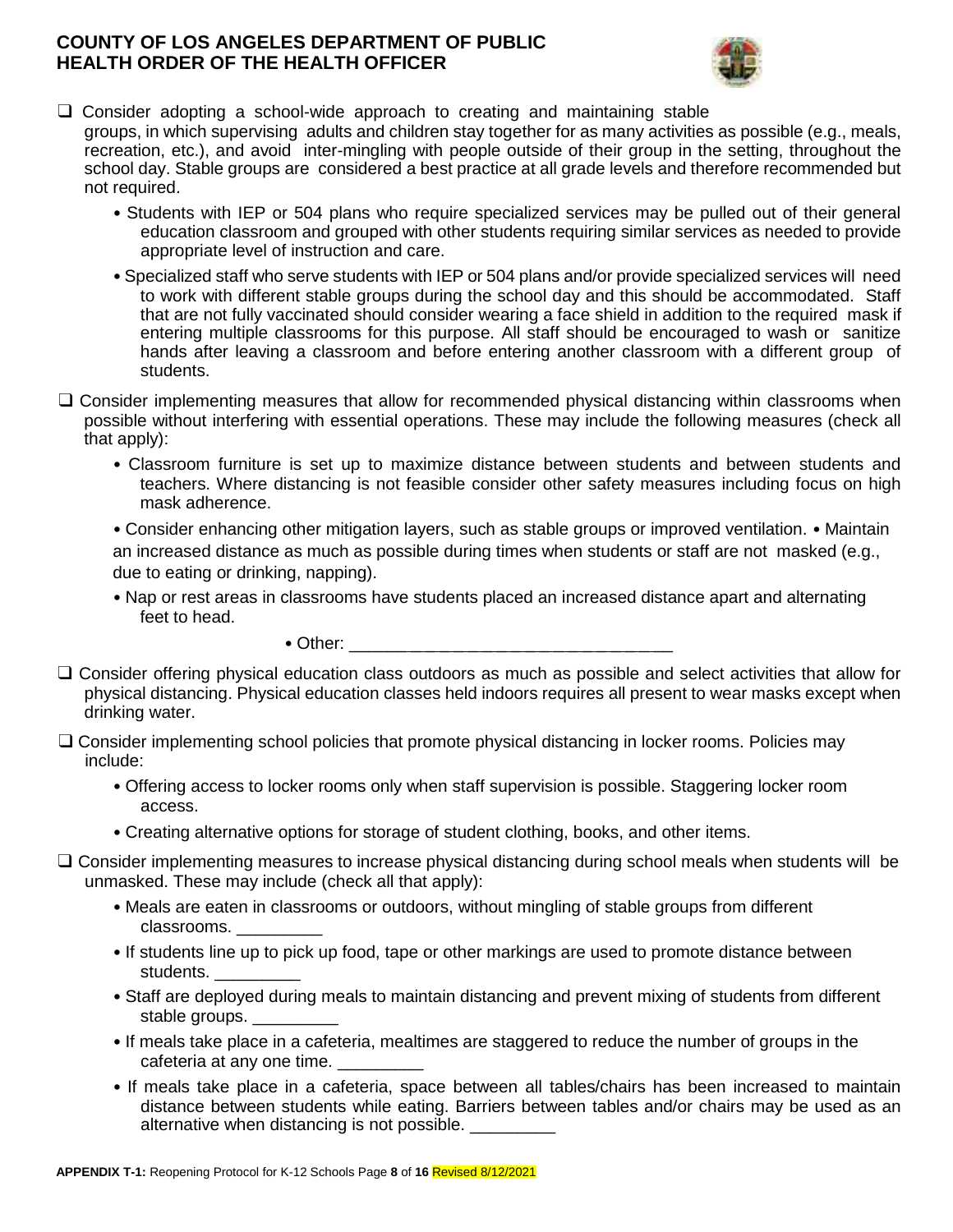- ❑ Consider adopting a school-wide approach to creating and maintaining stable groups, in which supervising adults and children stay together for as many activities as possible (e.g., meals, recreation, etc.), and avoid inter-mingling with people outside of their group in the setting, throughout the school day. Stable groups are considered a best practice at all grade levels and therefore recommended but not required.
  - Students with IEP or 504 plans who require specialized services may be pulled out of their general education classroom and grouped with other students requiring similar services as needed to provide appropriate level of instruction and care.
  - Specialized staff who serve students with IEP or 504 plans and/or provide specialized services will need to work with different stable groups during the school day and this should be accommodated. Staff that are not fully vaccinated should consider wearing a face shield in addition to the required mask if entering multiple classrooms for this purpose. All staff should be encouraged to wash or sanitize hands after leaving a classroom and before entering another classroom with a different group of students.
- ❑ Consider implementing measures that allow for recommended physical distancing within classrooms when possible without interfering with essential operations. These may include the following measures (check all that apply):
  - Classroom furniture is set up to maximize distance between students and between students and teachers. Where distancing is not feasible consider other safety measures including focus on high mask adherence.
  - Consider enhancing other mitigation layers, such as stable groups or improved ventilation.
  - Maintain an increased distance as much as possible during times when students or staff are not masked (e.g., due to eating or drinking, napping).
  - Nap or rest areas in classrooms have students placed an increased distance apart and alternating feet to head.
  - Other: _______________________________
- ❑ Consider offering physical education class outdoors as much as possible and select activities that allow for physical distancing. Physical education classes held indoors requires all present to wear masks except when drinking water.
- ❑ Consider implementing school policies that promote physical distancing in locker rooms. Policies may include:
  - Offering access to locker rooms only when staff supervision is possible. Staggering locker room access.
  - Creating alternative options for storage of student clothing, books, and other items.
- ❑ Consider implementing measures to increase physical distancing during school meals when students will be unmasked. These may include (check all that apply):
  - Meals are eaten in classrooms or outdoors, without mingling of stable groups from different classrooms. _________
  - If students line up to pick up food, tape or other markings are used to promote distance between students. _________
  - Staff are deployed during meals to maintain distancing and prevent mixing of students from different stable groups. _________
  - If meals take place in a cafeteria, mealtimes are staggered to reduce the number of groups in the cafeteria at any one time. _________
  - If meals take place in a cafeteria, space between all tables/chairs has been increased to maintain distance between students while eating. Barriers between tables and/or chairs may be used as an alternative when distancing is not possible. _________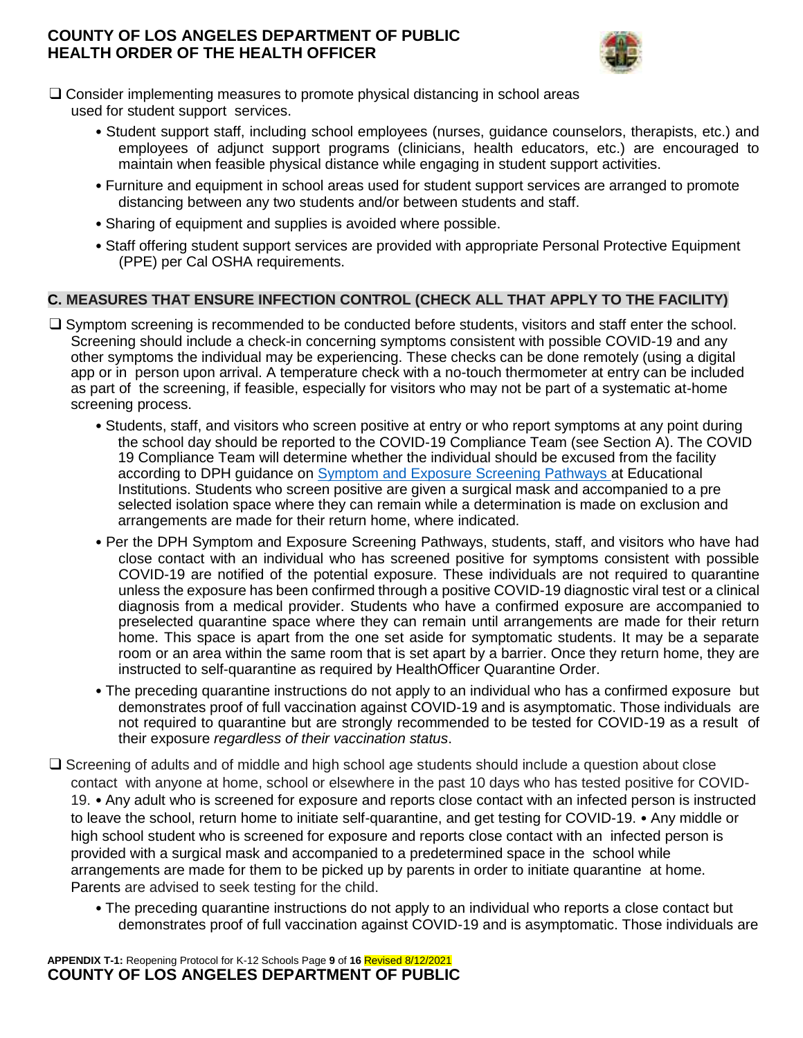❑ Consider implementing measures to promote physical distancing in school areas used for student support services.

- Student support staff, including school employees (nurses, guidance counselors, therapists, etc.) and employees of adjunct support programs (clinicians, health educators, etc.) are encouraged to maintain when feasible physical distance while engaging in student support activities.
- Furniture and equipment in school areas used for student support services are arranged to promote distancing between any two students and/or between students and staff.
- Sharing of equipment and supplies is avoided where possible.
- Staff offering student support services are provided with appropriate Personal Protective Equipment (PPE) per Cal OSHA requirements.

## C. MEASURES THAT ENSURE INFECTION CONTROL (CHECK ALL THAT APPLY TO THE FACILITY)

❑ Symptom screening is recommended to be conducted before students, visitors and staff enter the school. Screening should include a check-in concerning symptoms consistent with possible COVID-19 and any other symptoms the individual may be experiencing. These checks can be done remotely (using a digital app or in person upon arrival. A temperature check with a no-touch thermometer at entry can be included as part of the screening, if feasible, especially for visitors who may not be part of a systematic at-home screening process.

- Students, staff, and visitors who screen positive at entry or who report symptoms at any point during the school day should be reported to the COVID-19 Compliance Team (see Section A). The COVID 19 Compliance Team will determine whether the individual should be excused from the facility according to DPH guidance on Symptom and Exposure Screening Pathways at Educational Institutions. Students who screen positive are given a surgical mask and accompanied to a pre selected isolation space where they can remain while a determination is made on exclusion and arrangements are made for their return home, where indicated.
- Per the DPH Symptom and Exposure Screening Pathways, students, staff, and visitors who have had close contact with an individual who has screened positive for symptoms consistent with possible COVID-19 are notified of the potential exposure. These individuals are not required to quarantine unless the exposure has been confirmed through a positive COVID-19 diagnostic viral test or a clinical diagnosis from a medical provider. Students who have a confirmed exposure are accompanied to preselected quarantine space where they can remain until arrangements are made for their return home. This space is apart from the one set aside for symptomatic students. It may be a separate room or an area within the same room that is set apart by a barrier. Once they return home, they are instructed to self-quarantine as required by HealthOfficer Quarantine Order.
- The preceding quarantine instructions do not apply to an individual who has a confirmed exposure but demonstrates proof of full vaccination against COVID-19 and is asymptomatic. Those individuals are not required to quarantine but are strongly recommended to be tested for COVID-19 as a result of their exposure *regardless of their vaccination status*.

❑ Screening of adults and of middle and high school age students should include a question about close contact with anyone at home, school or elsewhere in the past 10 days who has tested positive for COVID-19. • Any adult who is screened for exposure and reports close contact with an infected person is instructed to leave the school, return home to initiate self-quarantine, and get testing for COVID-19. • Any middle or high school student who is screened for exposure and reports close contact with an infected person is provided with a surgical mask and accompanied to a predetermined space in the school while arrangements are made for them to be picked up by parents in order to initiate quarantine at home. Parents are advised to seek testing for the child.

- The preceding quarantine instructions do not apply to an individual who reports a close contact but demonstrates proof of full vaccination against COVID-19 and is asymptomatic. Those individuals are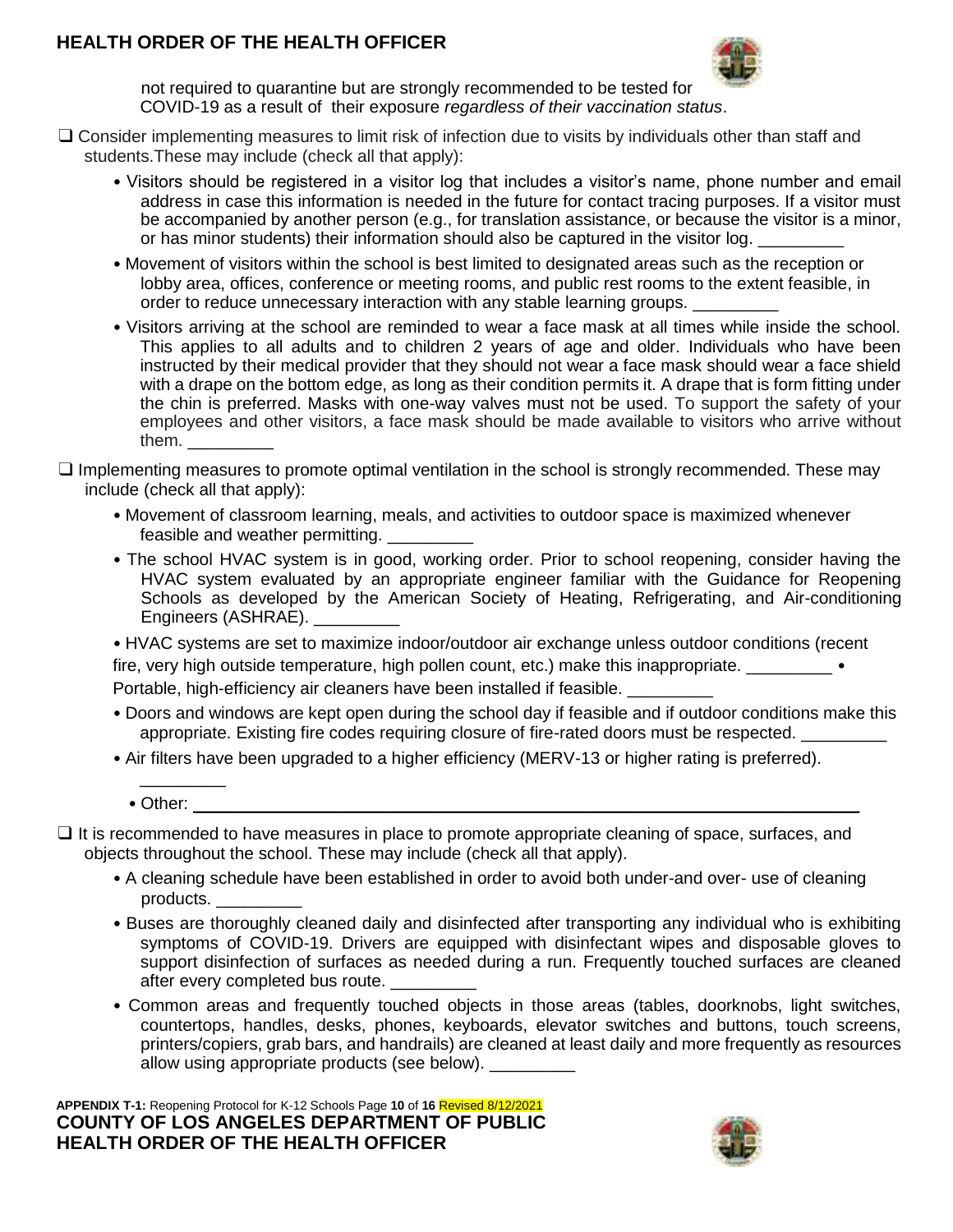not required to quarantine but are strongly recommended to be tested for COVID-19 as a result of their exposure *regardless of their vaccination status*.

❑ Consider implementing measures to limit risk of infection due to visits by individuals other than staff and students.These may include (check all that apply):

- Visitors should be registered in a visitor log that includes a visitor's name, phone number and email address in case this information is needed in the future for contact tracing purposes. If a visitor must be accompanied by another person (e.g., for translation assistance, or because the visitor is a minor, or has minor students) their information should also be captured in the visitor log. _________
- Movement of visitors within the school is best limited to designated areas such as the reception or lobby area, offices, conference or meeting rooms, and public rest rooms to the extent feasible, in order to reduce unnecessary interaction with any stable learning groups. _________
- Visitors arriving at the school are reminded to wear a face mask at all times while inside the school. This applies to all adults and to children 2 years of age and older. Individuals who have been instructed by their medical provider that they should not wear a face mask should wear a face shield with a drape on the bottom edge, as long as their condition permits it. A drape that is form fitting under the chin is preferred. Masks with one-way valves must not be used. To support the safety of your employees and other visitors, a face mask should be made available to visitors who arrive without them. _________

❑ Implementing measures to promote optimal ventilation in the school is strongly recommended. These may include (check all that apply):

- Movement of classroom learning, meals, and activities to outdoor space is maximized whenever feasible and weather permitting. _________
- The school HVAC system is in good, working order. Prior to school reopening, consider having the HVAC system evaluated by an appropriate engineer familiar with the Guidance for Reopening Schools as developed by the American Society of Heating, Refrigerating, and Air-conditioning Engineers (ASHRAE). _________
- HVAC systems are set to maximize indoor/outdoor air exchange unless outdoor conditions (recent fire, very high outside temperature, high pollen count, etc.) make this inappropriate. _________
- Portable, high-efficiency air cleaners have been installed if feasible. _________
- Doors and windows are kept open during the school day if feasible and if outdoor conditions make this appropriate. Existing fire codes requiring closure of fire-rated doors must be respected. _________
- Air filters have been upgraded to a higher efficiency (MERV-13 or higher rating is preferred). _________
- Other: ____________________________________________

❑ It is recommended to have measures in place to promote appropriate cleaning of space, surfaces, and objects throughout the school. These may include (check all that apply).

- A cleaning schedule have been established in order to avoid both under-and over- use of cleaning products. _________
- Buses are thoroughly cleaned daily and disinfected after transporting any individual who is exhibiting symptoms of COVID-19. Drivers are equipped with disinfectant wipes and disposable gloves to support disinfection of surfaces as needed during a run. Frequently touched surfaces are cleaned after every completed bus route. _________
- Common areas and frequently touched objects in those areas (tables, doorknobs, light switches, countertops, handles, desks, phones, keyboards, elevator switches and buttons, touch screens, printers/copiers, grab bars, and handrails) are cleaned at least daily and more frequently as resources allow using appropriate products (see below). _________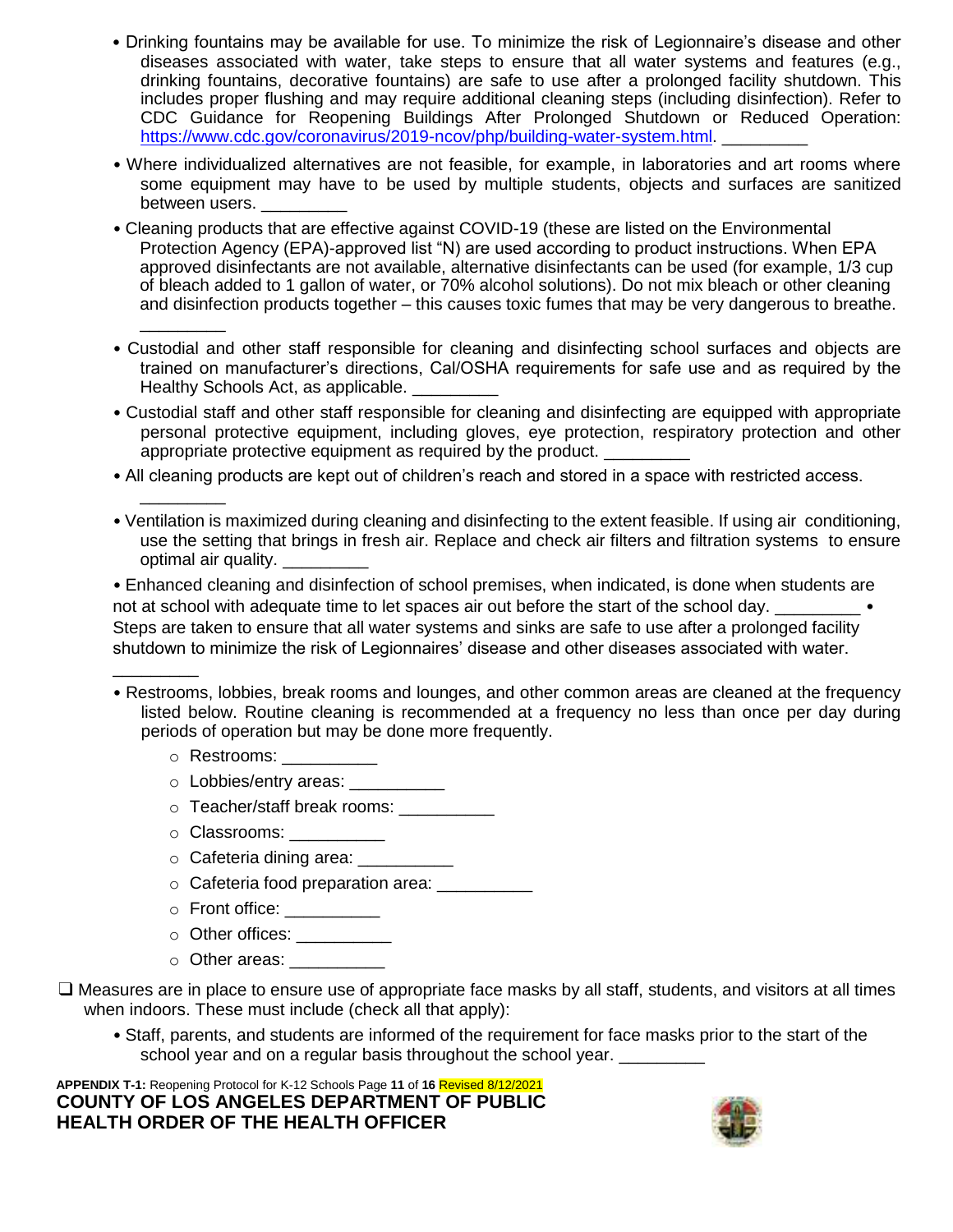- Drinking fountains may be available for use. To minimize the risk of Legionnaire's disease and other diseases associated with water, take steps to ensure that all water systems and features (e.g., drinking fountains, decorative fountains) are safe to use after a prolonged facility shutdown. This includes proper flushing and may require additional cleaning steps (including disinfection). Refer to CDC Guidance for Reopening Buildings After Prolonged Shutdown or Reduced Operation: https://www.cdc.gov/coronavirus/2019-ncov/php/building-water-system.html. _________
- Where individualized alternatives are not feasible, for example, in laboratories and art rooms where some equipment may have to be used by multiple students, objects and surfaces are sanitized between users. _________
- Cleaning products that are effective against COVID-19 (these are listed on the Environmental Protection Agency (EPA)-approved list "N) are used according to product instructions. When EPA approved disinfectants are not available, alternative disinfectants can be used (for example, 1/3 cup of bleach added to 1 gallon of water, or 70% alcohol solutions). Do not mix bleach or other cleaning and disinfection products together – this causes toxic fumes that may be very dangerous to breathe. _________
- Custodial and other staff responsible for cleaning and disinfecting school surfaces and objects are trained on manufacturer's directions, Cal/OSHA requirements for safe use and as required by the Healthy Schools Act, as applicable. _________
- Custodial staff and other staff responsible for cleaning and disinfecting are equipped with appropriate personal protective equipment, including gloves, eye protection, respiratory protection and other appropriate protective equipment as required by the product. _________
- All cleaning products are kept out of children's reach and stored in a space with restricted access. _________
- Ventilation is maximized during cleaning and disinfecting to the extent feasible. If using air conditioning, use the setting that brings in fresh air. Replace and check air filters and filtration systems to ensure optimal air quality. _________
- Enhanced cleaning and disinfection of school premises, when indicated, is done when students are not at school with adequate time to let spaces air out before the start of the school day. _________
- Steps are taken to ensure that all water systems and sinks are safe to use after a prolonged facility shutdown to minimize the risk of Legionnaires' disease and other diseases associated with water. _________
- Restrooms, lobbies, break rooms and lounges, and other common areas are cleaned at the frequency listed below. Routine cleaning is recommended at a frequency no less than once per day during periods of operation but may be done more frequently.
  - Restrooms: __________
  - Lobbies/entry areas: __________
  - Teacher/staff break rooms: __________
  - Classrooms: __________
  - Cafeteria dining area: __________
  - Cafeteria food preparation area: __________
  - Front office: __________
  - Other offices: __________
  - Other areas: __________

❑ Measures are in place to ensure use of appropriate face masks by all staff, students, and visitors at all times when indoors. These must include (check all that apply):

- Staff, parents, and students are informed of the requirement for face masks prior to the start of the school year and on a regular basis throughout the school year. _________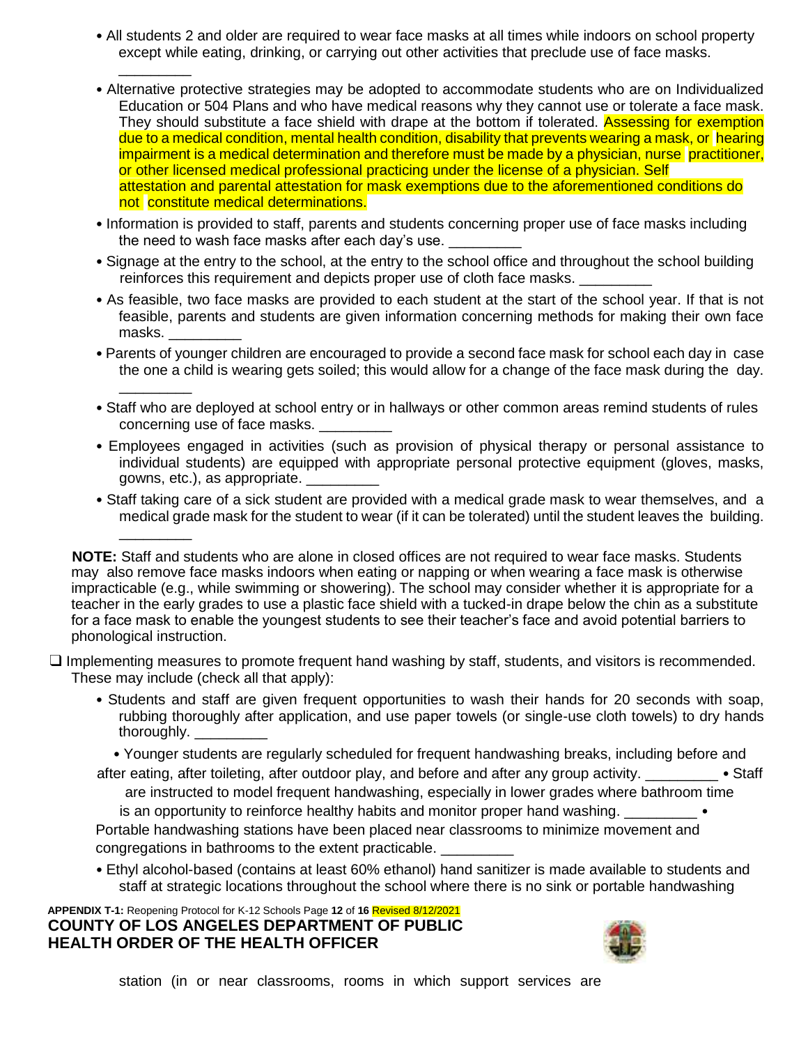- All students 2 and older are required to wear face masks at all times while indoors on school property except while eating, drinking, or carrying out other activities that preclude use of face masks. _________
- Alternative protective strategies may be adopted to accommodate students who are on Individualized Education or 504 Plans and who have medical reasons why they cannot use or tolerate a face mask. They should substitute a face shield with drape at the bottom if tolerated. Assessing for exemption due to a medical condition, mental health condition, disability that prevents wearing a mask, or hearing impairment is a medical determination and therefore must be made by a physician, nurse practitioner, or other licensed medical professional practicing under the license of a physician. Self attestation and parental attestation for mask exemptions due to the aforementioned conditions do not constitute medical determinations.
- Information is provided to staff, parents and students concerning proper use of face masks including the need to wash face masks after each day's use. _________
- Signage at the entry to the school, at the entry to the school office and throughout the school building reinforces this requirement and depicts proper use of cloth face masks. _________
- As feasible, two face masks are provided to each student at the start of the school year. If that is not feasible, parents and students are given information concerning methods for making their own face masks. _________
- Parents of younger children are encouraged to provide a second face mask for school each day in case the one a child is wearing gets soiled; this would allow for a change of the face mask during the day. _________
- Staff who are deployed at school entry or in hallways or other common areas remind students of rules concerning use of face masks. _________
- Employees engaged in activities (such as provision of physical therapy or personal assistance to individual students) are equipped with appropriate personal protective equipment (gloves, masks, gowns, etc.), as appropriate. _________
- Staff taking care of a sick student are provided with a medical grade mask to wear themselves, and a medical grade mask for the student to wear (if it can be tolerated) until the student leaves the building. _________

**NOTE:** Staff and students who are alone in closed offices are not required to wear face masks. Students may also remove face masks indoors when eating or napping or when wearing a face mask is otherwise impracticable (e.g., while swimming or showering). The school may consider whether it is appropriate for a teacher in the early grades to use a plastic face shield with a tucked-in drape below the chin as a substitute for a face mask to enable the youngest students to see their teacher's face and avoid potential barriers to phonological instruction.

❑ Implementing measures to promote frequent hand washing by staff, students, and visitors is recommended. These may include (check all that apply):

- Students and staff are given frequent opportunities to wash their hands for 20 seconds with soap, rubbing thoroughly after application, and use paper towels (or single-use cloth towels) to dry hands thoroughly. _________
- Younger students are regularly scheduled for frequent handwashing breaks, including before and after eating, after toileting, after outdoor play, and before and after any group activity. _________
- Staff are instructed to model frequent handwashing, especially in lower grades where bathroom time is an opportunity to reinforce healthy habits and monitor proper hand washing. _________
- Portable handwashing stations have been placed near classrooms to minimize movement and congregations in bathrooms to the extent practicable. _________
- Ethyl alcohol-based (contains at least 60% ethanol) hand sanitizer is made available to students and staff at strategic locations throughout the school where there is no sink or portable handwashing station (in or near classrooms, rooms in which support services are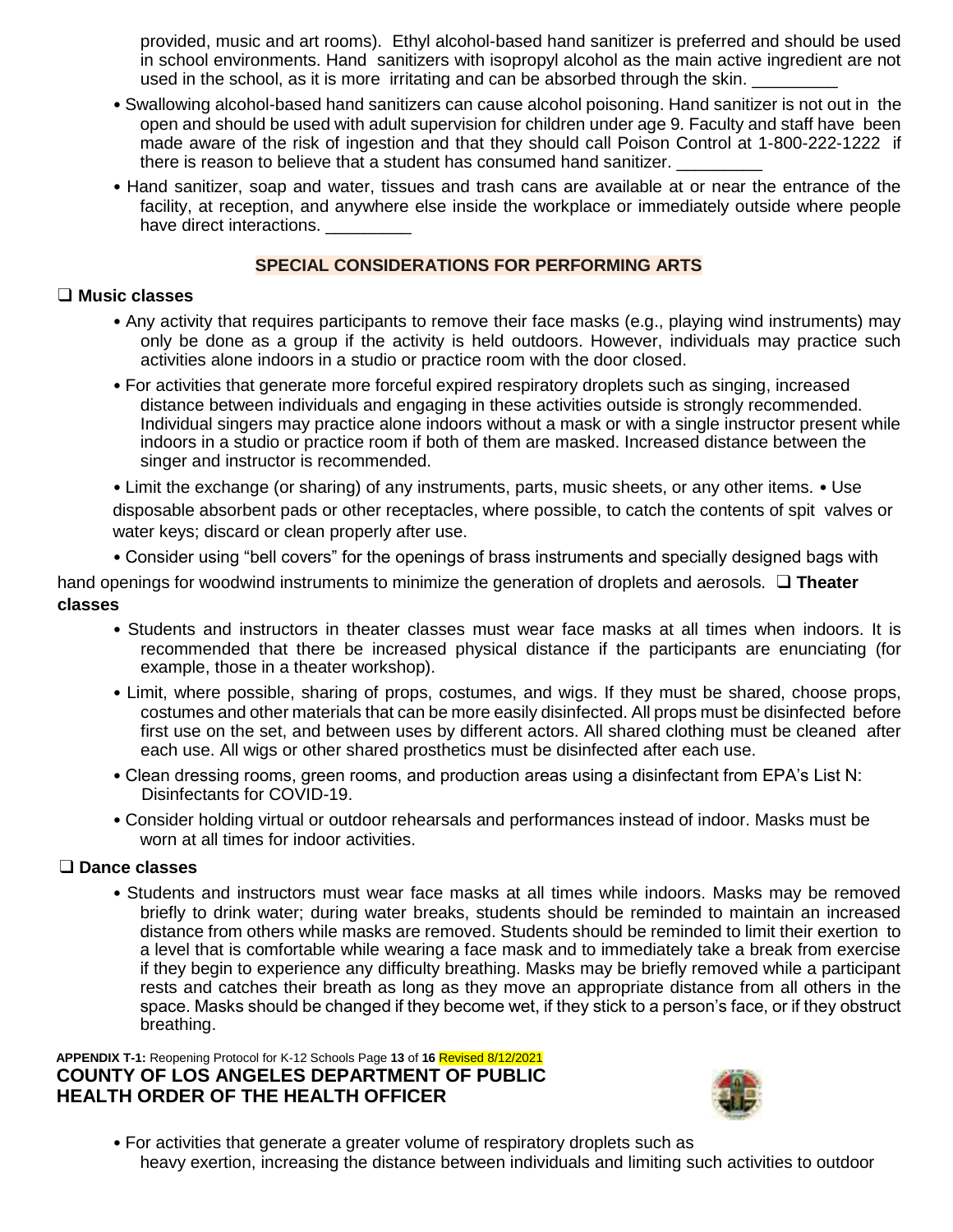provided, music and art rooms). Ethyl alcohol-based hand sanitizer is preferred and should be used in school environments. Hand sanitizers with isopropyl alcohol as the main active ingredient are not used in the school, as it is more irritating and can be absorbed through the skin. _________

- Swallowing alcohol-based hand sanitizers can cause alcohol poisoning. Hand sanitizer is not out in the open and should be used with adult supervision for children under age 9. Faculty and staff have been made aware of the risk of ingestion and that they should call Poison Control at 1-800-222-1222 if there is reason to believe that a student has consumed hand sanitizer. _________
- Hand sanitizer, soap and water, tissues and trash cans are available at or near the entrance of the facility, at reception, and anywhere else inside the workplace or immediately outside where people have direct interactions. _________

## SPECIAL CONSIDERATIONS FOR PERFORMING ARTS

❑ **Music classes**

- Any activity that requires participants to remove their face masks (e.g., playing wind instruments) may only be done as a group if the activity is held outdoors. However, individuals may practice such activities alone indoors in a studio or practice room with the door closed.
- For activities that generate more forceful expired respiratory droplets such as singing, increased distance between individuals and engaging in these activities outside is strongly recommended. Individual singers may practice alone indoors without a mask or with a single instructor present while indoors in a studio or practice room if both of them are masked. Increased distance between the singer and instructor is recommended.
- Limit the exchange (or sharing) of any instruments, parts, music sheets, or any other items.
- Use disposable absorbent pads or other receptacles, where possible, to catch the contents of spit valves or water keys; discard or clean properly after use.
- Consider using "bell covers" for the openings of brass instruments and specially designed bags with hand openings for woodwind instruments to minimize the generation of droplets and aerosols.

❑ **Theater classes**

- Students and instructors in theater classes must wear face masks at all times when indoors. It is recommended that there be increased physical distance if the participants are enunciating (for example, those in a theater workshop).
- Limit, where possible, sharing of props, costumes, and wigs. If they must be shared, choose props, costumes and other materials that can be more easily disinfected. All props must be disinfected before first use on the set, and between uses by different actors. All shared clothing must be cleaned after each use. All wigs or other shared prosthetics must be disinfected after each use.
- Clean dressing rooms, green rooms, and production areas using a disinfectant from EPA's List N: Disinfectants for COVID-19.
- Consider holding virtual or outdoor rehearsals and performances instead of indoor. Masks must be worn at all times for indoor activities.

❑ **Dance classes**

- Students and instructors must wear face masks at all times while indoors. Masks may be removed briefly to drink water; during water breaks, students should be reminded to maintain an increased distance from others while masks are removed. Students should be reminded to limit their exertion to a level that is comfortable while wearing a face mask and to immediately take a break from exercise if they begin to experience any difficulty breathing. Masks may be briefly removed while a participant rests and catches their breath as long as they move an appropriate distance from all others in the space. Masks should be changed if they become wet, if they stick to a person's face, or if they obstruct breathing.
- For activities that generate a greater volume of respiratory droplets such as heavy exertion, increasing the distance between individuals and limiting such activities to outdoor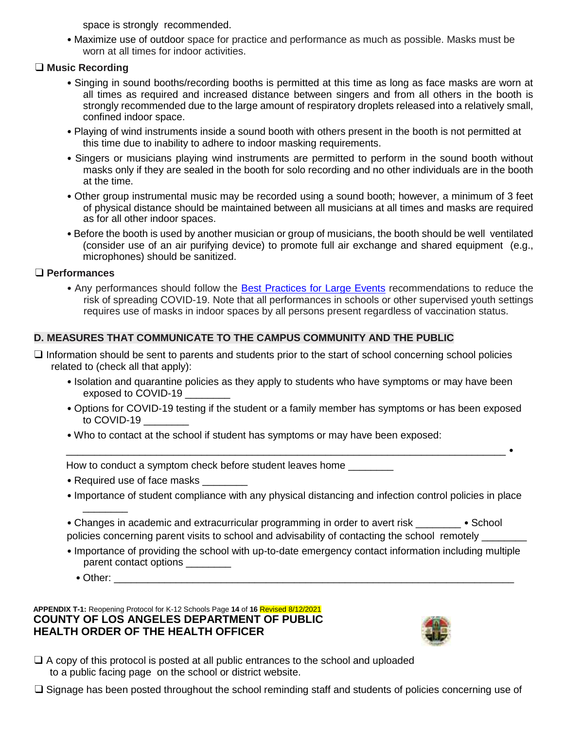space is strongly recommended.

- Maximize use of outdoor space for practice and performance as much as possible. Masks must be worn at all times for indoor activities.

❑ **Music Recording**

- Singing in sound booths/recording booths is permitted at this time as long as face masks are worn at all times as required and increased distance between singers and from all others in the booth is strongly recommended due to the large amount of respiratory droplets released into a relatively small, confined indoor space.
- Playing of wind instruments inside a sound booth with others present in the booth is not permitted at this time due to inability to adhere to indoor masking requirements.
- Singers or musicians playing wind instruments are permitted to perform in the sound booth without masks only if they are sealed in the booth for solo recording and no other individuals are in the booth at the time.
- Other group instrumental music may be recorded using a sound booth; however, a minimum of 3 feet of physical distance should be maintained between all musicians at all times and masks are required as for all other indoor spaces.
- Before the booth is used by another musician or group of musicians, the booth should be well ventilated (consider use of an air purifying device) to promote full air exchange and shared equipment (e.g., microphones) should be sanitized.

❑ **Performances**

- Any performances should follow the Best Practices for Large Events recommendations to reduce the risk of spreading COVID-19. Note that all performances in schools or other supervised youth settings requires use of masks in indoor spaces by all persons present regardless of vaccination status.

## D. MEASURES THAT COMMUNICATE TO THE CAMPUS COMMUNITY AND THE PUBLIC

❑ Information should be sent to parents and students prior to the start of school concerning school policies related to (check all that apply):

- Isolation and quarantine policies as they apply to students who have symptoms or may have been exposed to COVID-19 ________
- Options for COVID-19 testing if the student or a family member has symptoms or has been exposed to COVID-19 ________
- Who to contact at the school if student has symptoms or may have been exposed: ______________________________________________________________________________
- How to conduct a symptom check before student leaves home ________
- Required use of face masks ________
- Importance of student compliance with any physical distancing and infection control policies in place ________
- Changes in academic and extracurricular programming in order to avert risk ________
- School policies concerning parent visits to school and advisability of contacting the school remotely ________
- Importance of providing the school with up-to-date emergency contact information including multiple parent contact options ________
- Other: ______________________________________________________________________

❑ A copy of this protocol is posted at all public entrances to the school and uploaded to a public facing page on the school or district website.

❑ Signage has been posted throughout the school reminding staff and students of policies concerning use of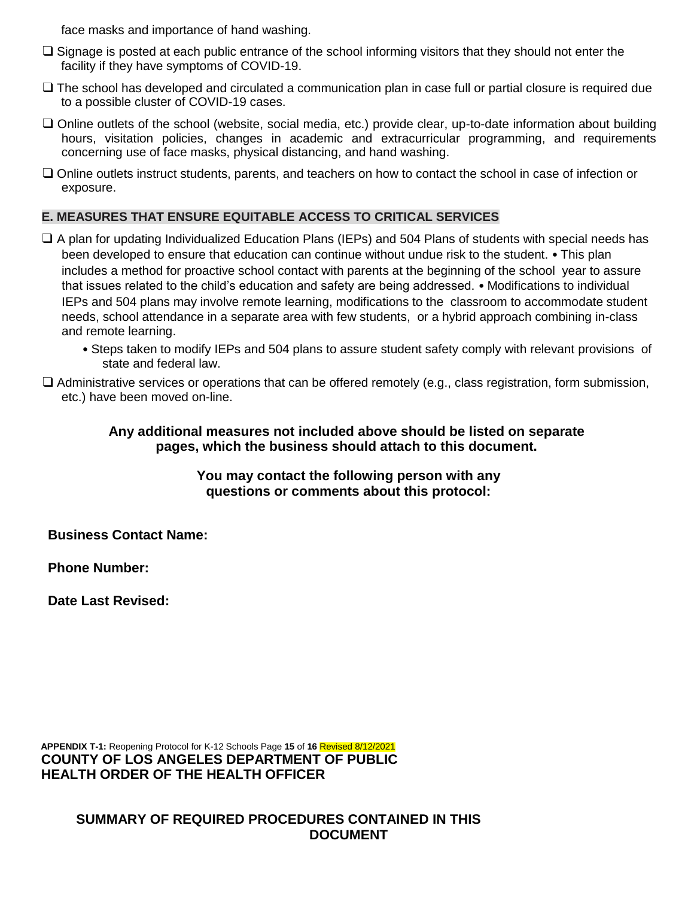face masks and importance of hand washing.

- ❑ Signage is posted at each public entrance of the school informing visitors that they should not enter the facility if they have symptoms of COVID-19.
- ❑ The school has developed and circulated a communication plan in case full or partial closure is required due to a possible cluster of COVID-19 cases.
- ❑ Online outlets of the school (website, social media, etc.) provide clear, up-to-date information about building hours, visitation policies, changes in academic and extracurricular programming, and requirements concerning use of face masks, physical distancing, and hand washing.
- ❑ Online outlets instruct students, parents, and teachers on how to contact the school in case of infection or exposure.

## E. MEASURES THAT ENSURE EQUITABLE ACCESS TO CRITICAL SERVICES

- ❑ A plan for updating Individualized Education Plans (IEPs) and 504 Plans of students with special needs has been developed to ensure that education can continue without undue risk to the student. • This plan includes a method for proactive school contact with parents at the beginning of the school year to assure that issues related to the child's education and safety are being addressed. • Modifications to individual IEPs and 504 plans may involve remote learning, modifications to the classroom to accommodate student needs, school attendance in a separate area with few students, or a hybrid approach combining in-class and remote learning.
  - Steps taken to modify IEPs and 504 plans to assure student safety comply with relevant provisions of state and federal law.
- ❑ Administrative services or operations that can be offered remotely (e.g., class registration, form submission, etc.) have been moved on-line.

**Any additional measures not included above should be listed on separate pages, which the business should attach to this document.**

**You may contact the following person with any questions or comments about this protocol:**

**Business Contact Name:**

**Phone Number:**

**Date Last Revised:**

**COUNTY OF LOS ANGELES DEPARTMENT OF PUBLIC HEALTH ORDER OF THE HEALTH OFFICER**

**SUMMARY OF REQUIRED PROCEDURES CONTAINED IN THIS DOCUMENT**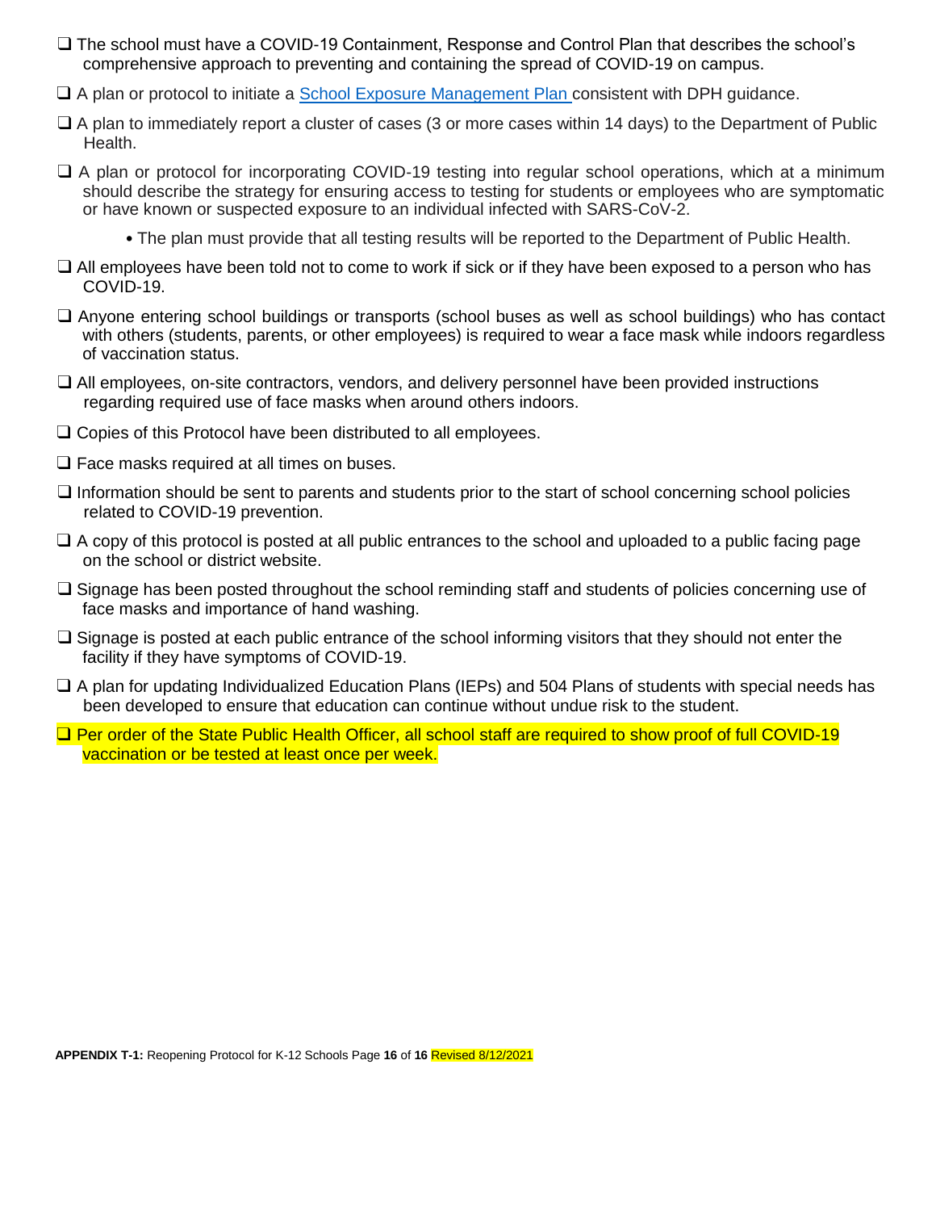- ❑ The school must have a COVID-19 Containment, Response and Control Plan that describes the school's comprehensive approach to preventing and containing the spread of COVID-19 on campus.
- ❑ A plan or protocol to initiate a School Exposure Management Plan consistent with DPH guidance.
- ❑ A plan to immediately report a cluster of cases (3 or more cases within 14 days) to the Department of Public Health.
- ❑ A plan or protocol for incorporating COVID-19 testing into regular school operations, which at a minimum should describe the strategy for ensuring access to testing for students or employees who are symptomatic or have known or suspected exposure to an individual infected with SARS-CoV-2.
  - The plan must provide that all testing results will be reported to the Department of Public Health.
- ❑ All employees have been told not to come to work if sick or if they have been exposed to a person who has COVID-19.
- ❑ Anyone entering school buildings or transports (school buses as well as school buildings) who has contact with others (students, parents, or other employees) is required to wear a face mask while indoors regardless of vaccination status.
- ❑ All employees, on-site contractors, vendors, and delivery personnel have been provided instructions regarding required use of face masks when around others indoors.
- ❑ Copies of this Protocol have been distributed to all employees.
- ❑ Face masks required at all times on buses.
- ❑ Information should be sent to parents and students prior to the start of school concerning school policies related to COVID-19 prevention.
- ❑ A copy of this protocol is posted at all public entrances to the school and uploaded to a public facing page on the school or district website.
- ❑ Signage has been posted throughout the school reminding staff and students of policies concerning use of face masks and importance of hand washing.
- ❑ Signage is posted at each public entrance of the school informing visitors that they should not enter the facility if they have symptoms of COVID-19.
- ❑ A plan for updating Individualized Education Plans (IEPs) and 504 Plans of students with special needs has been developed to ensure that education can continue without undue risk to the student.
- ❑ Per order of the State Public Health Officer, all school staff are required to show proof of full COVID-19 vaccination or be tested at least once per week.